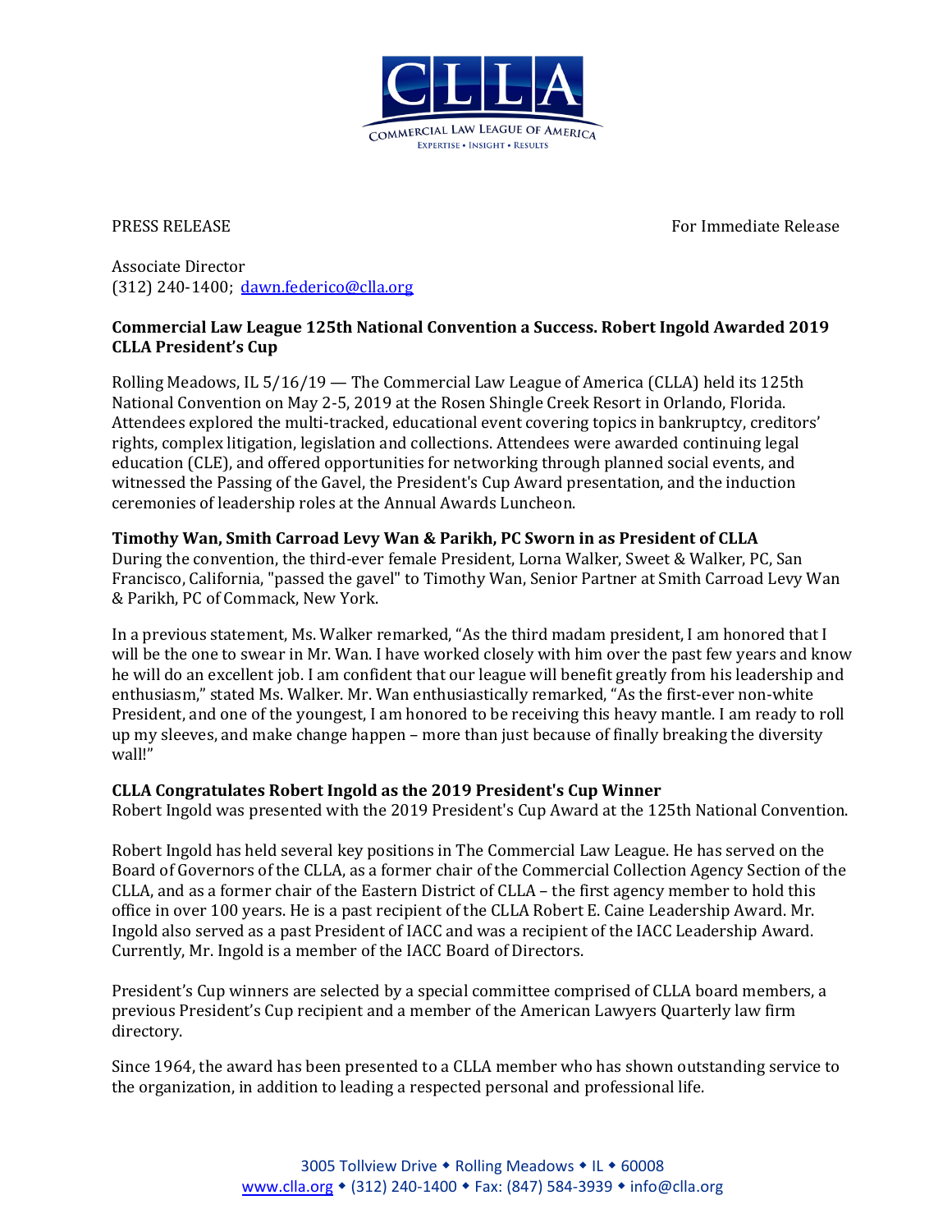PRESS RELEASE For Immediate Release

Associate Director
(312) 240-1400; dawn.federico@clla.org

**Commercial Law League 125th National Convention a Success. Robert Ingold Awarded 2019 CLLA President's Cup**

Rolling Meadows, IL 5/16/19 — The Commercial Law League of America (CLLA) held its 125th National Convention on May 2-5, 2019 at the Rosen Shingle Creek Resort in Orlando, Florida. Attendees explored the multi-tracked, educational event covering topics in bankruptcy, creditors' rights, complex litigation, legislation and collections. Attendees were awarded continuing legal education (CLE), and offered opportunities for networking through planned social events, and witnessed the Passing of the Gavel, the President's Cup Award presentation, and the induction ceremonies of leadership roles at the Annual Awards Luncheon.

**Timothy Wan, Smith Carroad Levy Wan & Parikh, PC Sworn in as President of CLLA**

During the convention, the third-ever female President, Lorna Walker, Sweet & Walker, PC, San Francisco, California, "passed the gavel" to Timothy Wan, Senior Partner at Smith Carroad Levy Wan & Parikh, PC of Commack, New York.

In a previous statement, Ms. Walker remarked, "As the third madam president, I am honored that I will be the one to swear in Mr. Wan. I have worked closely with him over the past few years and know he will do an excellent job. I am confident that our league will benefit greatly from his leadership and enthusiasm," stated Ms. Walker. Mr. Wan enthusiastically remarked, "As the first-ever non-white President, and one of the youngest, I am honored to be receiving this heavy mantle. I am ready to roll up my sleeves, and make change happen – more than just because of finally breaking the diversity wall!"

**CLLA Congratulates Robert Ingold as the 2019 President's Cup Winner**

Robert Ingold was presented with the 2019 President's Cup Award at the 125th National Convention.

Robert Ingold has held several key positions in The Commercial Law League. He has served on the Board of Governors of the CLLA, as a former chair of the Commercial Collection Agency Section of the CLLA, and as a former chair of the Eastern District of CLLA – the first agency member to hold this office in over 100 years. He is a past recipient of the CLLA Robert E. Caine Leadership Award. Mr. Ingold also served as a past President of IACC and was a recipient of the IACC Leadership Award. Currently, Mr. Ingold is a member of the IACC Board of Directors.

President's Cup winners are selected by a special committee comprised of CLLA board members, a previous President's Cup recipient and a member of the American Lawyers Quarterly law firm directory.

Since 1964, the award has been presented to a CLLA member who has shown outstanding service to the organization, in addition to leading a respected personal and professional life.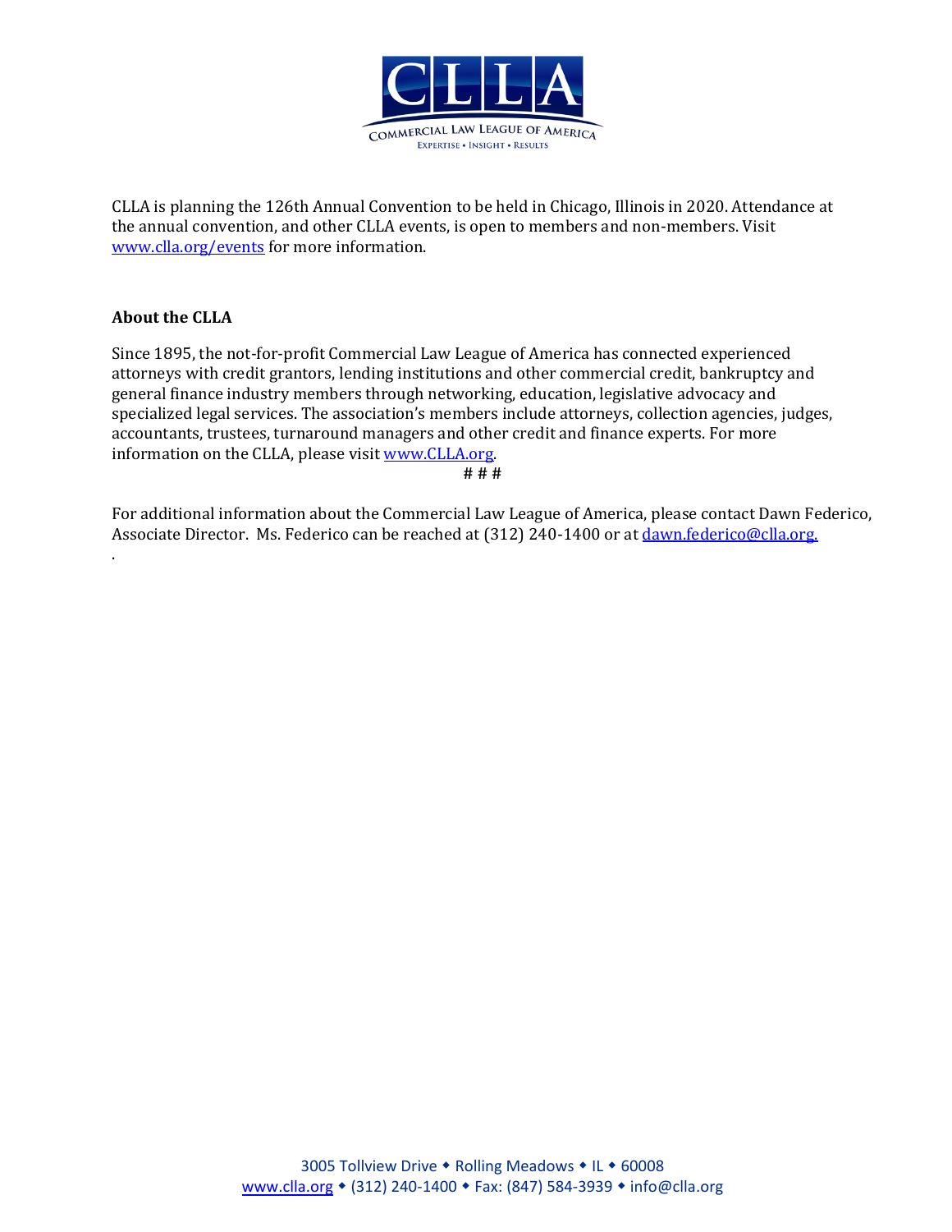CLLA is planning the 126th Annual Convention to be held in Chicago, Illinois in 2020. Attendance at the annual convention, and other CLLA events, is open to members and non-members. Visit www.clla.org/events for more information.

**About the CLLA**

Since 1895, the not-for-profit Commercial Law League of America has connected experienced attorneys with credit grantors, lending institutions and other commercial credit, bankruptcy and general finance industry members through networking, education, legislative advocacy and specialized legal services. The association's members include attorneys, collection agencies, judges, accountants, trustees, turnaround managers and other credit and finance experts. For more information on the CLLA, please visit www.CLLA.org.

# # #

For additional information about the Commercial Law League of America, please contact Dawn Federico, Associate Director. Ms. Federico can be reached at (312) 240-1400 or at dawn.federico@clla.org.

3005 Tollview Drive ◆ Rolling Meadows ◆ IL ◆ 60008
www.clla.org ◆ (312) 240-1400 ◆ Fax: (847) 584-3939 ◆ info@clla.org